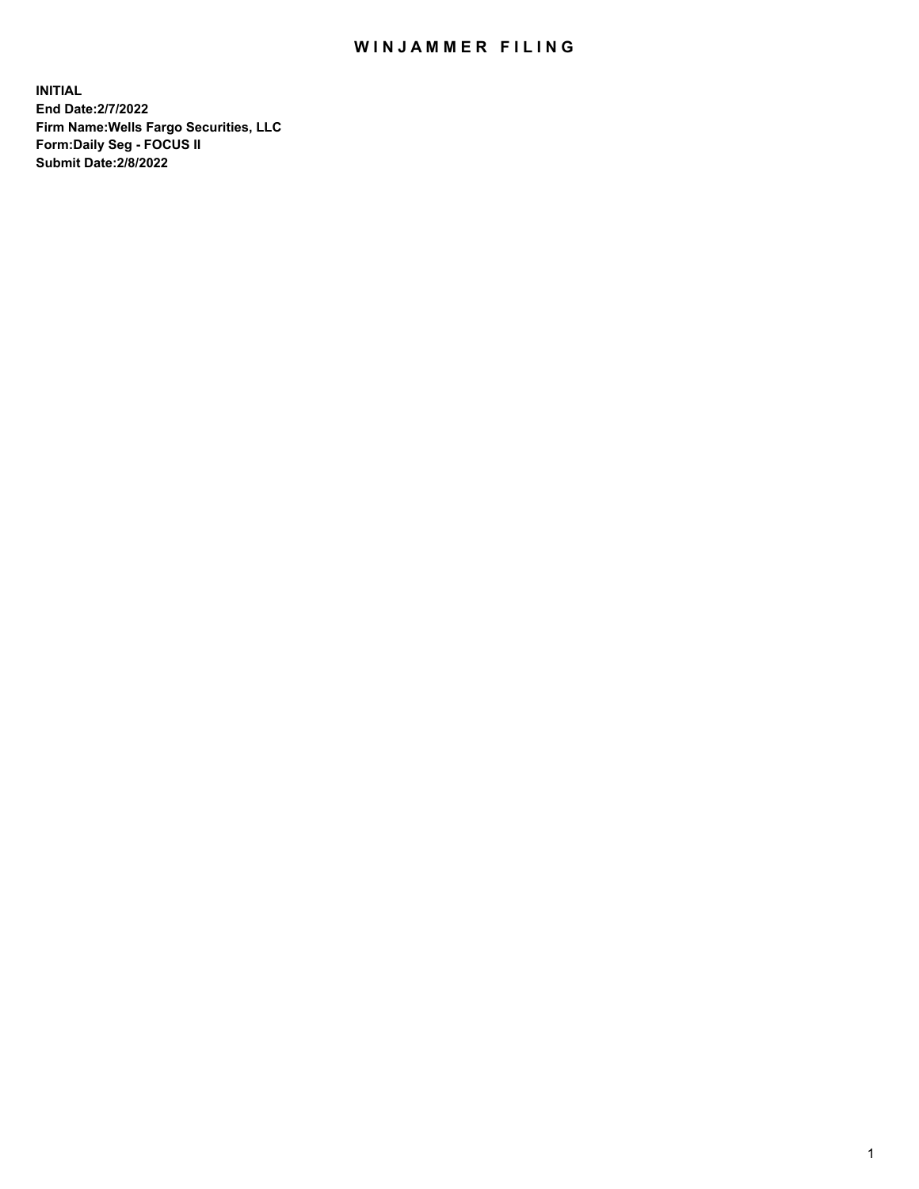# WINJAMMER FILING

**INITIAL**
**End Date:2/7/2022**
**Firm Name:Wells Fargo Securities, LLC**
**Form:Daily Seg - FOCUS II**
**Submit Date:2/8/2022**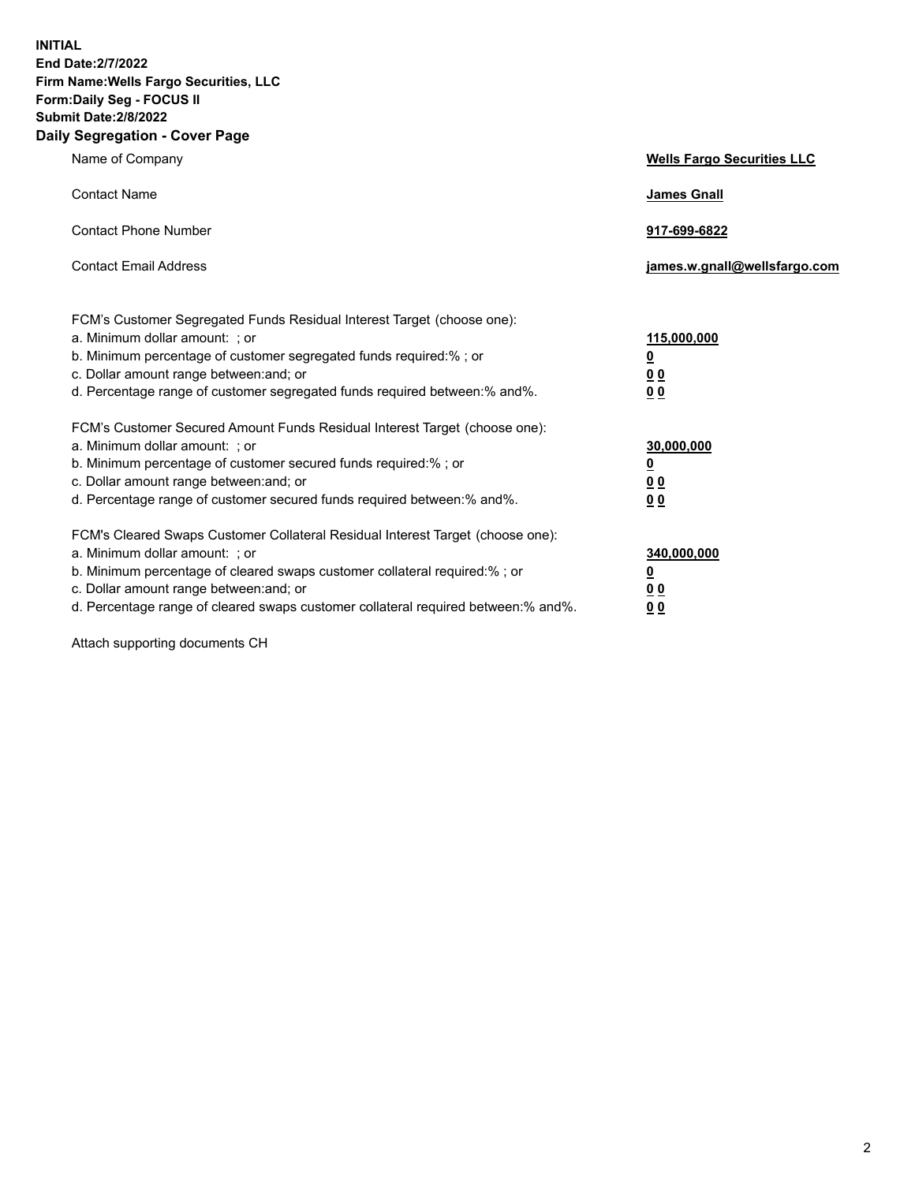**INITIAL**
**End Date:2/7/2022**
**Firm Name:Wells Fargo Securities, LLC**
**Form:Daily Seg - FOCUS II**
**Submit Date:2/8/2022**

## Daily Segregation - Cover Page

| | |
|---|---|
| Name of Company | **Wells Fargo Securities LLC** |
| Contact Name | **James Gnall** |
| Contact Phone Number | **917-699-6822** |
| Contact Email Address | **james.w.gnall@wellsfargo.com** |

| | |
|---|---|
| FCM's Customer Segregated Funds Residual Interest Target (choose one): | |
| a. Minimum dollar amount: ; or | **115,000,000** |
| b. Minimum percentage of customer segregated funds required:% ; or | **0** |
| c. Dollar amount range between:and; or | **0 0** |
| d. Percentage range of customer segregated funds required between:% and%. | **0 0** |
| FCM's Customer Secured Amount Funds Residual Interest Target (choose one): | |
| a. Minimum dollar amount: ; or | **30,000,000** |
| b. Minimum percentage of customer secured funds required:% ; or | **0** |
| c. Dollar amount range between:and; or | **0 0** |
| d. Percentage range of customer secured funds required between:% and%. | **0 0** |
| FCM's Cleared Swaps Customer Collateral Residual Interest Target (choose one): | |
| a. Minimum dollar amount: ; or | **340,000,000** |
| b. Minimum percentage of cleared swaps customer collateral required:% ; or | **0** |
| c. Dollar amount range between:and; or | **0 0** |
| d. Percentage range of cleared swaps customer collateral required between:% and%. | **0 0** |

Attach supporting documents CH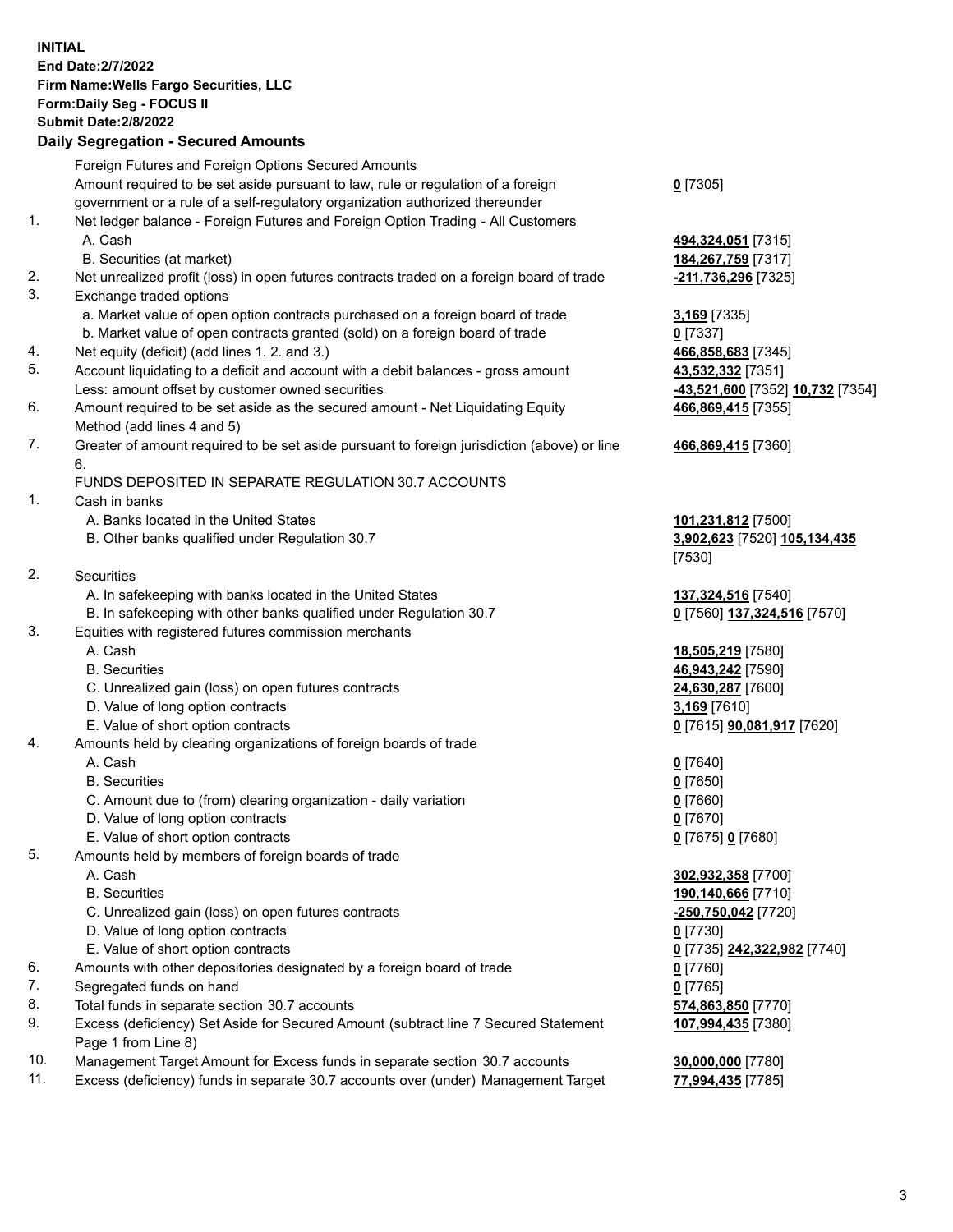**INITIAL**
**End Date:2/7/2022**
**Firm Name:Wells Fargo Securities, LLC**
**Form:Daily Seg - FOCUS II**
**Submit Date:2/8/2022**

## Daily Segregation - Secured Amounts

| | | |
|---|---|---|
| | Foreign Futures and Foreign Options Secured Amounts | |
| | Amount required to be set aside pursuant to law, rule or regulation of a foreign government or a rule of a self-regulatory organization authorized thereunder | **0** [7305] |
| 1. | Net ledger balance - Foreign Futures and Foreign Option Trading - All Customers | |
| | A. Cash | **494,324,051** [7315] |
| | B. Securities (at market) | **184,267,759** [7317] |
| 2. | Net unrealized profit (loss) in open futures contracts traded on a foreign board of trade | **-211,736,296** [7325] |
| 3. | Exchange traded options | |
| | a. Market value of open option contracts purchased on a foreign board of trade | **3,169** [7335] |
| | b. Market value of open contracts granted (sold) on a foreign board of trade | **0** [7337] |
| 4. | Net equity (deficit) (add lines 1. 2. and 3.) | **466,858,683** [7345] |
| 5. | Account liquidating to a deficit and account with a debit balances - gross amount | **43,532,332** [7351] |
| | Less: amount offset by customer owned securities | **-43,521,600** [7352] **10,732** [7354] |
| 6. | Amount required to be set aside as the secured amount - Net Liquidating Equity Method (add lines 4 and 5) | **466,869,415** [7355] |
| 7. | Greater of amount required to be set aside pursuant to foreign jurisdiction (above) or line 6. | **466,869,415** [7360] |
| | FUNDS DEPOSITED IN SEPARATE REGULATION 30.7 ACCOUNTS | |
| 1. | Cash in banks | |
| | A. Banks located in the United States | **101,231,812** [7500] |
| | B. Other banks qualified under Regulation 30.7 | **3,902,623** [7520] **105,134,435** [7530] |
| 2. | Securities | |
| | A. In safekeeping with banks located in the United States | **137,324,516** [7540] |
| | B. In safekeeping with other banks qualified under Regulation 30.7 | **0** [7560] **137,324,516** [7570] |
| 3. | Equities with registered futures commission merchants | |
| | A. Cash | **18,505,219** [7580] |
| | B. Securities | **46,943,242** [7590] |
| | C. Unrealized gain (loss) on open futures contracts | **24,630,287** [7600] |
| | D. Value of long option contracts | **3,169** [7610] |
| | E. Value of short option contracts | **0** [7615] **90,081,917** [7620] |
| 4. | Amounts held by clearing organizations of foreign boards of trade | |
| | A. Cash | **0** [7640] |
| | B. Securities | **0** [7650] |
| | C. Amount due to (from) clearing organization - daily variation | **0** [7660] |
| | D. Value of long option contracts | **0** [7670] |
| | E. Value of short option contracts | **0** [7675] **0** [7680] |
| 5. | Amounts held by members of foreign boards of trade | |
| | A. Cash | **302,932,358** [7700] |
| | B. Securities | **190,140,666** [7710] |
| | C. Unrealized gain (loss) on open futures contracts | **-250,750,042** [7720] |
| | D. Value of long option contracts | **0** [7730] |
| | E. Value of short option contracts | **0** [7735] **242,322,982** [7740] |
| 6. | Amounts with other depositories designated by a foreign board of trade | **0** [7760] |
| 7. | Segregated funds on hand | **0** [7765] |
| 8. | Total funds in separate section 30.7 accounts | **574,863,850** [7770] |
| 9. | Excess (deficiency) Set Aside for Secured Amount (subtract line 7 Secured Statement Page 1 from Line 8) | **107,994,435** [7380] |
| 10. | Management Target Amount for Excess funds in separate section 30.7 accounts | **30,000,000** [7780] |
| 11. | Excess (deficiency) funds in separate 30.7 accounts over (under) Management Target | **77,994,435** [7785] |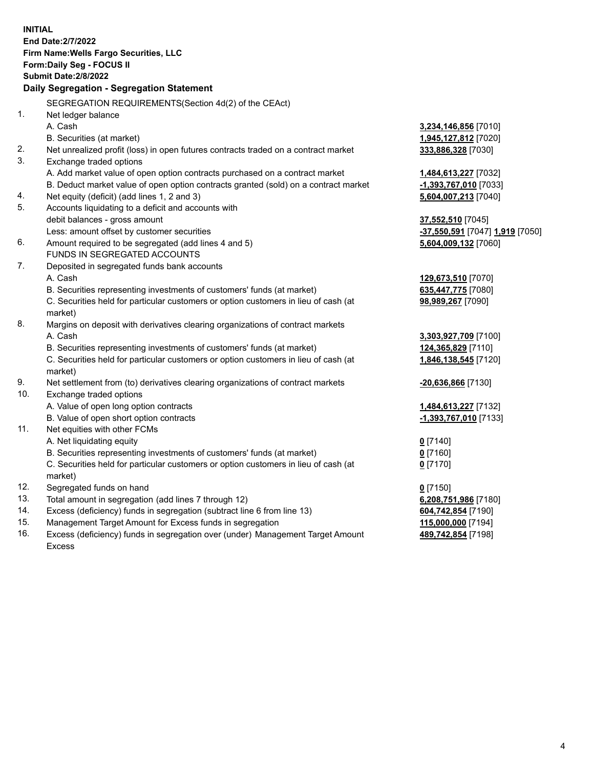**INITIAL**
**End Date:2/7/2022**
**Firm Name:Wells Fargo Securities, LLC**
**Form:Daily Seg - FOCUS II**
**Submit Date:2/8/2022**

**Daily Segregation - Segregation Statement**

SEGREGATION REQUIREMENTS(Section 4d(2) of the CEAct)

| | | |
|---|---|---|
| 1. | Net ledger balance | |
| | A. Cash | **3,234,146,856** [7010] |
| | B. Securities (at market) | **1,945,127,812** [7020] |
| 2. | Net unrealized profit (loss) in open futures contracts traded on a contract market | **333,886,328** [7030] |
| 3. | Exchange traded options | |
| | A. Add market value of open option contracts purchased on a contract market | **1,484,613,227** [7032] |
| | B. Deduct market value of open option contracts granted (sold) on a contract market | **-1,393,767,010** [7033] |
| 4. | Net equity (deficit) (add lines 1, 2 and 3) | **5,604,007,213** [7040] |
| 5. | Accounts liquidating to a deficit and accounts with debit balances - gross amount | **37,552,510** [7045] |
| | Less: amount offset by customer securities | **-37,550,591** [7047] **1,919** [7050] |
| 6. | Amount required to be segregated (add lines 4 and 5) | **5,604,009,132** [7060] |
| | FUNDS IN SEGREGATED ACCOUNTS | |
| 7. | Deposited in segregated funds bank accounts | |
| | A. Cash | **129,673,510** [7070] |
| | B. Securities representing investments of customers' funds (at market) | **635,447,775** [7080] |
| | C. Securities held for particular customers or option customers in lieu of cash (at market) | **98,989,267** [7090] |
| 8. | Margins on deposit with derivatives clearing organizations of contract markets | |
| | A. Cash | **3,303,927,709** [7100] |
| | B. Securities representing investments of customers' funds (at market) | **124,365,829** [7110] |
| | C. Securities held for particular customers or option customers in lieu of cash (at market) | **1,846,138,545** [7120] |
| 9. | Net settlement from (to) derivatives clearing organizations of contract markets | **-20,636,866** [7130] |
| 10. | Exchange traded options | |
| | A. Value of open long option contracts | **1,484,613,227** [7132] |
| | B. Value of open short option contracts | **-1,393,767,010** [7133] |
| 11. | Net equities with other FCMs | |
| | A. Net liquidating equity | **0** [7140] |
| | B. Securities representing investments of customers' funds (at market) | **0** [7160] |
| | C. Securities held for particular customers or option customers in lieu of cash (at market) | **0** [7170] |
| 12. | Segregated funds on hand | **0** [7150] |
| 13. | Total amount in segregation (add lines 7 through 12) | **6,208,751,986** [7180] |
| 14. | Excess (deficiency) funds in segregation (subtract line 6 from line 13) | **604,742,854** [7190] |
| 15. | Management Target Amount for Excess funds in segregation | **115,000,000** [7194] |
| 16. | Excess (deficiency) funds in segregation over (under) Management Target Amount Excess | **489,742,854** [7198] |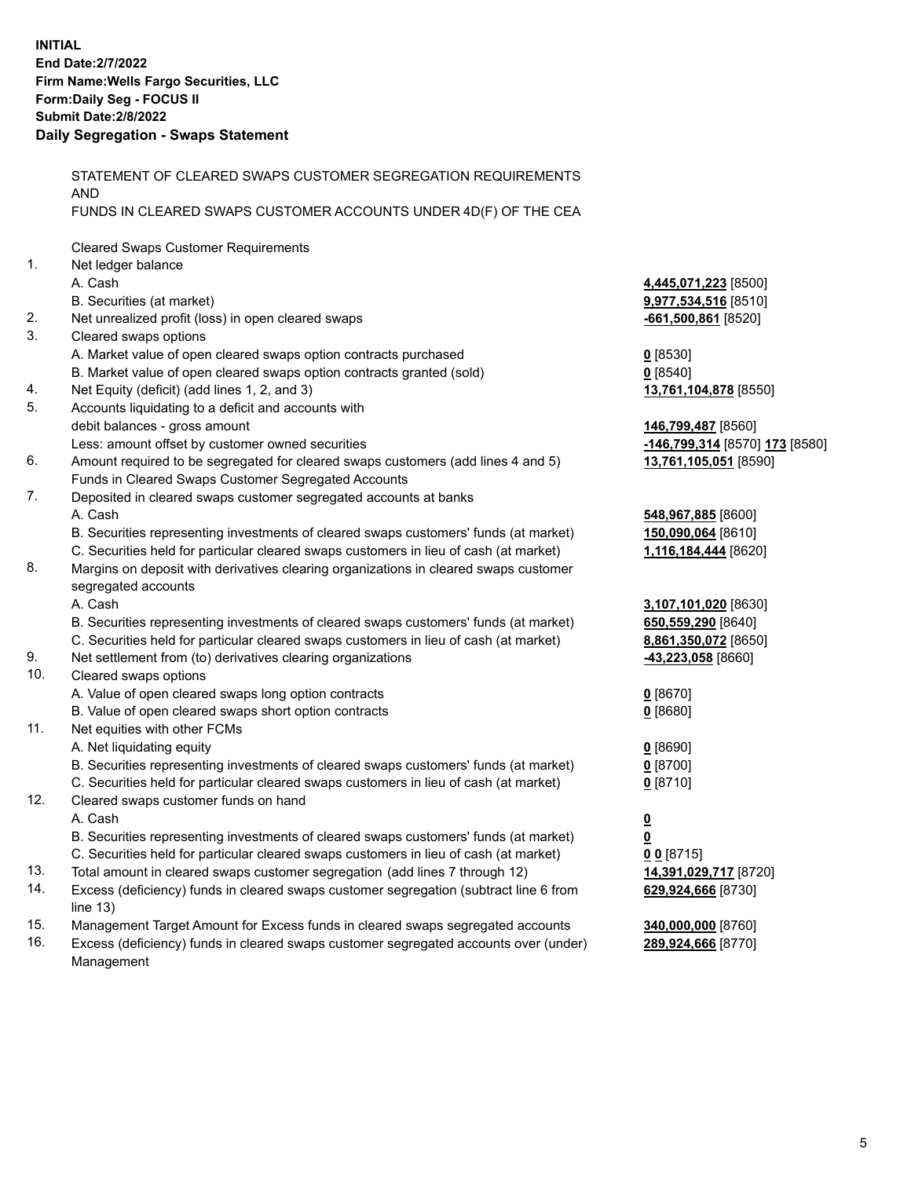**INITIAL**
**End Date:2/7/2022**
**Firm Name:Wells Fargo Securities, LLC**
**Form:Daily Seg - FOCUS II**
**Submit Date:2/8/2022**
**Daily Segregation - Swaps Statement**

STATEMENT OF CLEARED SWAPS CUSTOMER SEGREGATION REQUIREMENTS AND FUNDS IN CLEARED SWAPS CUSTOMER ACCOUNTS UNDER 4D(F) OF THE CEA

| | | |
|---|---|---|
| | Cleared Swaps Customer Requirements | |
| 1. | Net ledger balance | |
| | A. Cash | **4,445,071,223** [8500] |
| | B. Securities (at market) | **9,977,534,516** [8510] |
| 2. | Net unrealized profit (loss) in open cleared swaps | **-661,500,861** [8520] |
| 3. | Cleared swaps options | |
| | A. Market value of open cleared swaps option contracts purchased | **0** [8530] |
| | B. Market value of open cleared swaps option contracts granted (sold) | **0** [8540] |
| 4. | Net Equity (deficit) (add lines 1, 2, and 3) | **13,761,104,878** [8550] |
| 5. | Accounts liquidating to a deficit and accounts with debit balances - gross amount | **146,799,487** [8560] |
| | Less: amount offset by customer owned securities | **-146,799,314** [8570] **173** [8580] |
| 6. | Amount required to be segregated for cleared swaps customers (add lines 4 and 5) | **13,761,105,051** [8590] |
| | Funds in Cleared Swaps Customer Segregated Accounts | |
| 7. | Deposited in cleared swaps customer segregated accounts at banks | |
| | A. Cash | **548,967,885** [8600] |
| | B. Securities representing investments of cleared swaps customers' funds (at market) | **150,090,064** [8610] |
| | C. Securities held for particular cleared swaps customers in lieu of cash (at market) | **1,116,184,444** [8620] |
| 8. | Margins on deposit with derivatives clearing organizations in cleared swaps customer segregated accounts | |
| | A. Cash | **3,107,101,020** [8630] |
| | B. Securities representing investments of cleared swaps customers' funds (at market) | **650,559,290** [8640] |
| | C. Securities held for particular cleared swaps customers in lieu of cash (at market) | **8,861,350,072** [8650] |
| 9. | Net settlement from (to) derivatives clearing organizations | **-43,223,058** [8660] |
| 10. | Cleared swaps options | |
| | A. Value of open cleared swaps long option contracts | **0** [8670] |
| | B. Value of open cleared swaps short option contracts | **0** [8680] |
| 11. | Net equities with other FCMs | |
| | A. Net liquidating equity | **0** [8690] |
| | B. Securities representing investments of cleared swaps customers' funds (at market) | **0** [8700] |
| | C. Securities held for particular cleared swaps customers in lieu of cash (at market) | **0** [8710] |
| 12. | Cleared swaps customer funds on hand | |
| | A. Cash | **0** |
| | B. Securities representing investments of cleared swaps customers' funds (at market) | **0** |
| | C. Securities held for particular cleared swaps customers in lieu of cash (at market) | **0** **0** [8715] |
| 13. | Total amount in cleared swaps customer segregation (add lines 7 through 12) | **14,391,029,717** [8720] |
| 14. | Excess (deficiency) funds in cleared swaps customer segregation (subtract line 6 from line 13) | **629,924,666** [8730] |
| 15. | Management Target Amount for Excess funds in cleared swaps segregated accounts | **340,000,000** [8760] |
| 16. | Excess (deficiency) funds in cleared swaps customer segregated accounts over (under) Management | **289,924,666** [8770] |